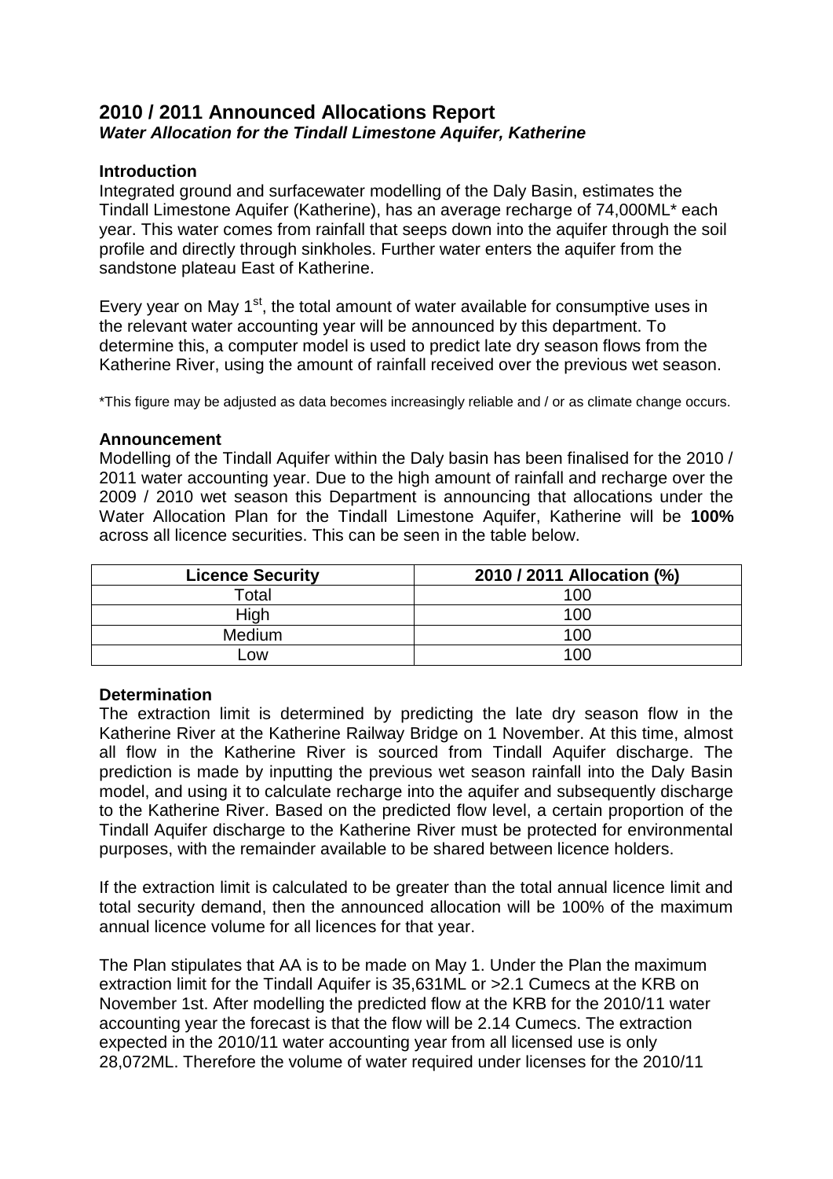## 2010 / 2011 Announced Allocations Report

***Water Allocation for the Tindall Limestone Aquifer, Katherine***

### Introduction

Integrated ground and surfacewater modelling of the Daly Basin, estimates the Tindall Limestone Aquifer (Katherine), has an average recharge of 74,000ML* each year. This water comes from rainfall that seeps down into the aquifer through the soil profile and directly through sinkholes. Further water enters the aquifer from the sandstone plateau East of Katherine.

Every year on May 1st, the total amount of water available for consumptive uses in the relevant water accounting year will be announced by this department. To determine this, a computer model is used to predict late dry season flows from the Katherine River, using the amount of rainfall received over the previous wet season.

*This figure may be adjusted as data becomes increasingly reliable and / or as climate change occurs.

### Announcement

Modelling of the Tindall Aquifer within the Daly basin has been finalised for the 2010 / 2011 water accounting year. Due to the high amount of rainfall and recharge over the 2009 / 2010 wet season this Department is announcing that allocations under the Water Allocation Plan for the Tindall Limestone Aquifer, Katherine will be **100%** across all licence securities. This can be seen in the table below.

| Licence Security | 2010 / 2011 Allocation (%) |
|---|---|
| Total | 100 |
| High | 100 |
| Medium | 100 |
| Low | 100 |

### Determination

The extraction limit is determined by predicting the late dry season flow in the Katherine River at the Katherine Railway Bridge on 1 November. At this time, almost all flow in the Katherine River is sourced from Tindall Aquifer discharge. The prediction is made by inputting the previous wet season rainfall into the Daly Basin model, and using it to calculate recharge into the aquifer and subsequently discharge to the Katherine River. Based on the predicted flow level, a certain proportion of the Tindall Aquifer discharge to the Katherine River must be protected for environmental purposes, with the remainder available to be shared between licence holders.

If the extraction limit is calculated to be greater than the total annual licence limit and total security demand, then the announced allocation will be 100% of the maximum annual licence volume for all licences for that year.

The Plan stipulates that AA is to be made on May 1. Under the Plan the maximum extraction limit for the Tindall Aquifer is 35,631ML or >2.1 Cumecs at the KRB on November 1st. After modelling the predicted flow at the KRB for the 2010/11 water accounting year the forecast is that the flow will be 2.14 Cumecs. The extraction expected in the 2010/11 water accounting year from all licensed use is only 28,072ML. Therefore the volume of water required under licenses for the 2010/11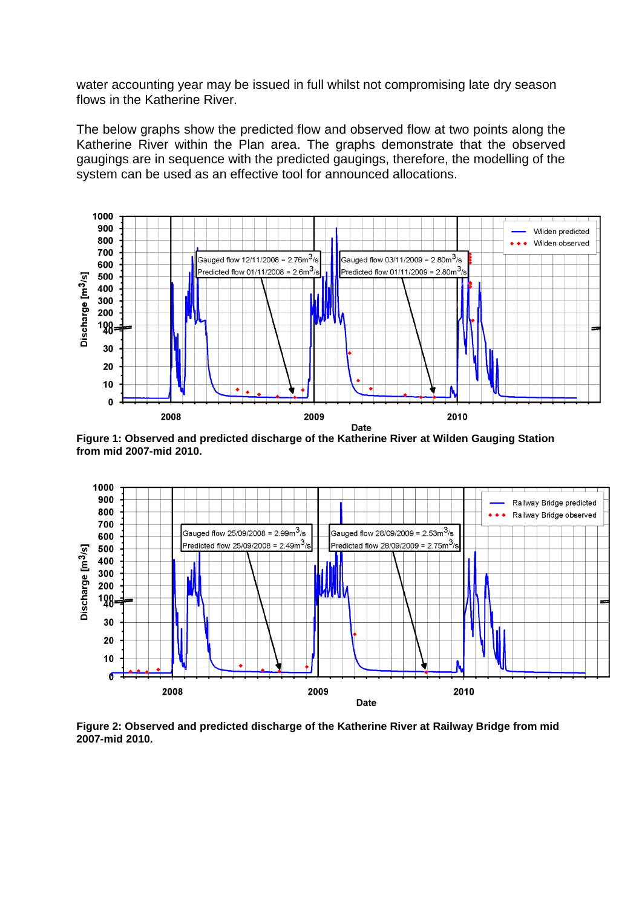water accounting year may be issued in full whilst not compromising late dry season flows in the Katherine River.

The below graphs show the predicted flow and observed flow at two points along the Katherine River within the Plan area. The graphs demonstrate that the observed gaugings are in sequence with the predicted gaugings, therefore, the modelling of the system can be used as an effective tool for announced allocations.

Gauged flow 12/11/2008 = 2.76m$^3$/s
Predicted flow 01/11/2008 = 2.6m$^3$/s

Gauged flow 03/11/2009 = 2.80m$^3$/s
Predicted flow 01/11/2009 = 2.80m$^3$/s

Wilden predicted
Wilden observed

Discharge [m$^3$/s]

1000
900
800
700
600
500
400
300
200
100
40
30
20
10
0

2008
2009
2010

Date

**Figure 1: Observed and predicted discharge of the Katherine River at Wilden Gauging Station from mid 2007-mid 2010.**

Gauged flow 25/09/2008 = 2.99m$^3$/s
Predicted flow 25/09/2008 = 2.49m$^3$/s

Gauged flow 28/09/2009 = 2.53m$^3$/s
Predicted flow 28/09/2009 = 2.75m$^3$/s

Railway Bridge predicted
Railway Bridge observed

Discharge [m$^3$/s]

1000
900
800
700
600
500
400
300
200
100
40
30
20
10
0

2008
2009
2010

Date

**Figure 2: Observed and predicted discharge of the Katherine River at Railway Bridge from mid 2007-mid 2010.**